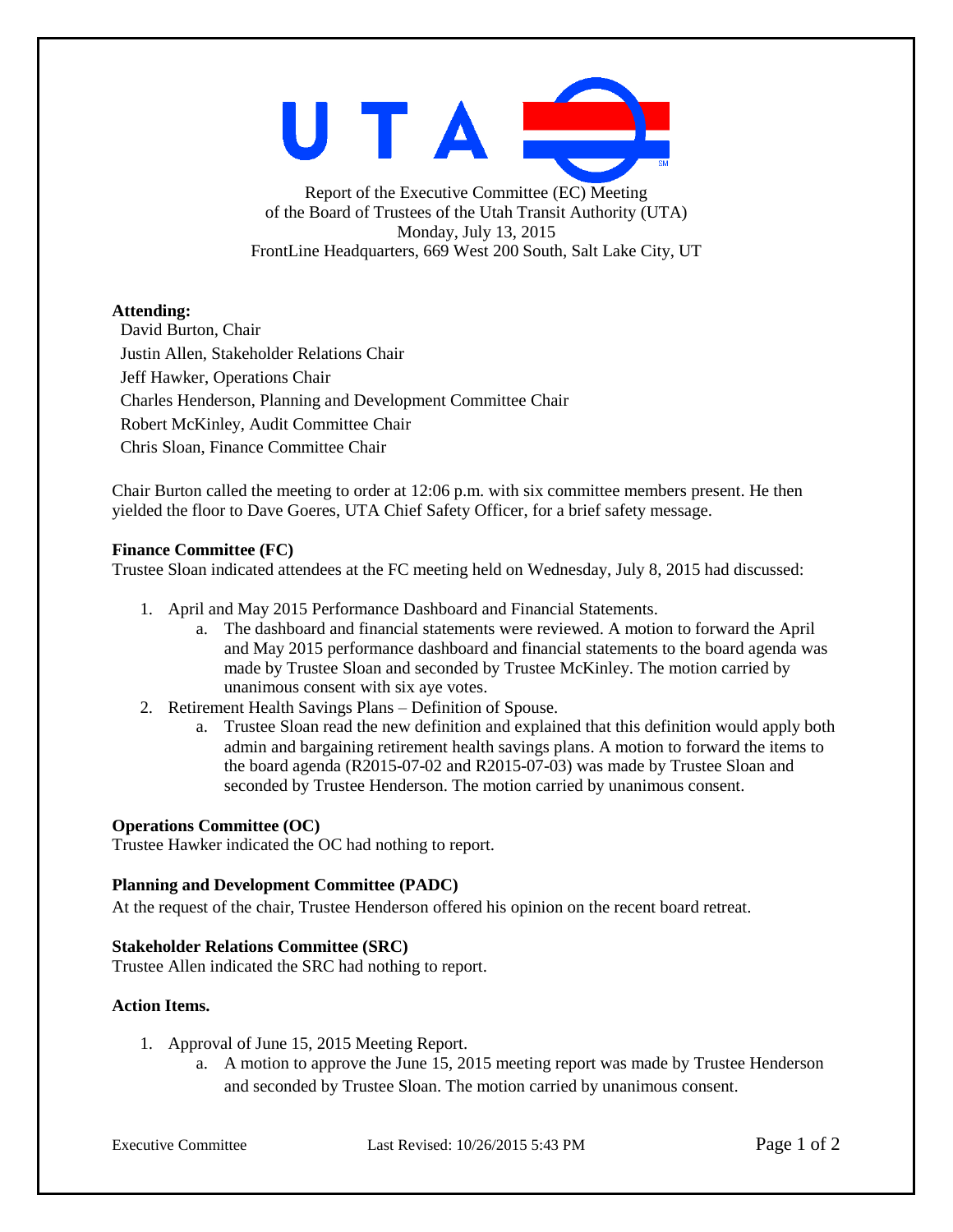UTA

Report of the Executive Committee (EC) Meeting
of the Board of Trustees of the Utah Transit Authority (UTA)
Monday, July 13, 2015
FrontLine Headquarters, 669 West 200 South, Salt Lake City, UT

**Attending:**

David Burton, Chair
Justin Allen, Stakeholder Relations Chair
Jeff Hawker, Operations Chair
Charles Henderson, Planning and Development Committee Chair
Robert McKinley, Audit Committee Chair
Chris Sloan, Finance Committee Chair

Chair Burton called the meeting to order at 12:06 p.m. with six committee members present. He then yielded the floor to Dave Goeres, UTA Chief Safety Officer, for a brief safety message.

**Finance Committee (FC)**

Trustee Sloan indicated attendees at the FC meeting held on Wednesday, July 8, 2015 had discussed:

1. April and May 2015 Performance Dashboard and Financial Statements.
    a. The dashboard and financial statements were reviewed. A motion to forward the April and May 2015 performance dashboard and financial statements to the board agenda was made by Trustee Sloan and seconded by Trustee McKinley. The motion carried by unanimous consent with six aye votes.
2. Retirement Health Savings Plans – Definition of Spouse.
    a. Trustee Sloan read the new definition and explained that this definition would apply both admin and bargaining retirement health savings plans. A motion to forward the items to the board agenda (R2015-07-02 and R2015-07-03) was made by Trustee Sloan and seconded by Trustee Henderson. The motion carried by unanimous consent.

**Operations Committee (OC)**

Trustee Hawker indicated the OC had nothing to report.

**Planning and Development Committee (PADC)**

At the request of the chair, Trustee Henderson offered his opinion on the recent board retreat.

**Stakeholder Relations Committee (SRC)**

Trustee Allen indicated the SRC had nothing to report.

**Action Items.**

1. Approval of June 15, 2015 Meeting Report.
    a. A motion to approve the June 15, 2015 meeting report was made by Trustee Henderson and seconded by Trustee Sloan. The motion carried by unanimous consent.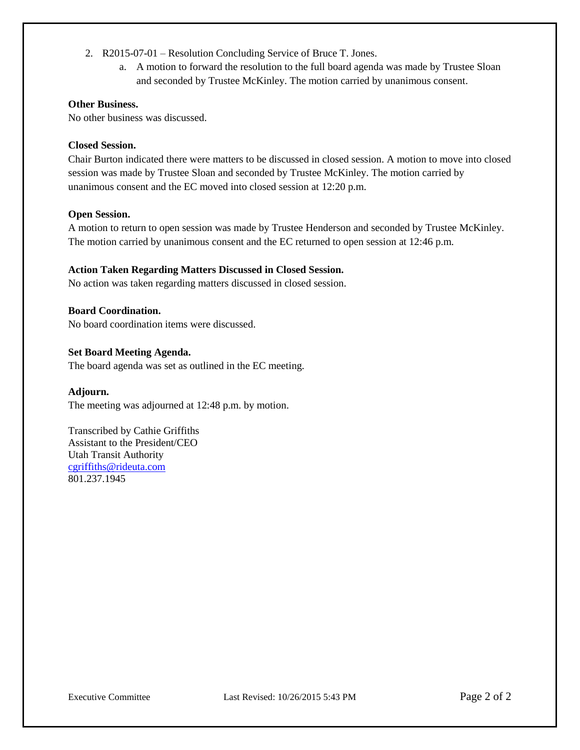2. R2015-07-01 – Resolution Concluding Service of Bruce T. Jones.
   a. A motion to forward the resolution to the full board agenda was made by Trustee Sloan and seconded by Trustee McKinley. The motion carried by unanimous consent.

**Other Business.**
No other business was discussed.

**Closed Session.**
Chair Burton indicated there were matters to be discussed in closed session. A motion to move into closed session was made by Trustee Sloan and seconded by Trustee McKinley. The motion carried by unanimous consent and the EC moved into closed session at 12:20 p.m.

**Open Session.**
A motion to return to open session was made by Trustee Henderson and seconded by Trustee McKinley. The motion carried by unanimous consent and the EC returned to open session at 12:46 p.m.

**Action Taken Regarding Matters Discussed in Closed Session.**
No action was taken regarding matters discussed in closed session.

**Board Coordination.**
No board coordination items were discussed.

**Set Board Meeting Agenda.**
The board agenda was set as outlined in the EC meeting.

**Adjourn.**
The meeting was adjourned at 12:48 p.m. by motion.

Transcribed by Cathie Griffiths
Assistant to the President/CEO
Utah Transit Authority
cgriffiths@rideuta.com
801.237.1945